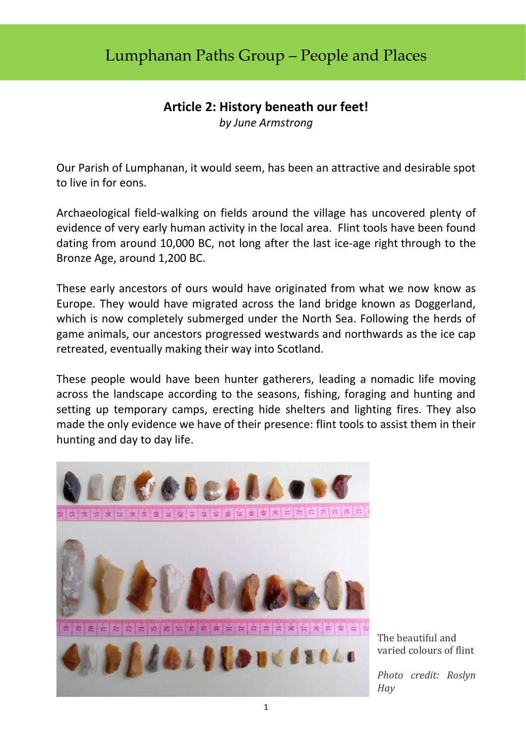# Lumphanan Paths Group – People and Places

## Article 2: History beneath our feet!

*by June Armstrong*

Our Parish of Lumphanan, it would seem, has been an attractive and desirable spot to live in for eons.

Archaeological field-walking on fields around the village has uncovered plenty of evidence of very early human activity in the local area. Flint tools have been found dating from around 10,000 BC, not long after the last ice-age right through to the Bronze Age, around 1,200 BC.

These early ancestors of ours would have originated from what we now know as Europe. They would have migrated across the land bridge known as Doggerland, which is now completely submerged under the North Sea. Following the herds of game animals, our ancestors progressed westwards and northwards as the ice cap retreated, eventually making their way into Scotland.

These people would have been hunter gatherers, leading a nomadic life moving across the landscape according to the seasons, fishing, foraging and hunting and setting up temporary camps, erecting hide shelters and lighting fires. They also made the only evidence we have of their presence: flint tools to assist them in their hunting and day to day life.

The beautiful and varied colours of flint

*Photo credit: Roslyn Hay*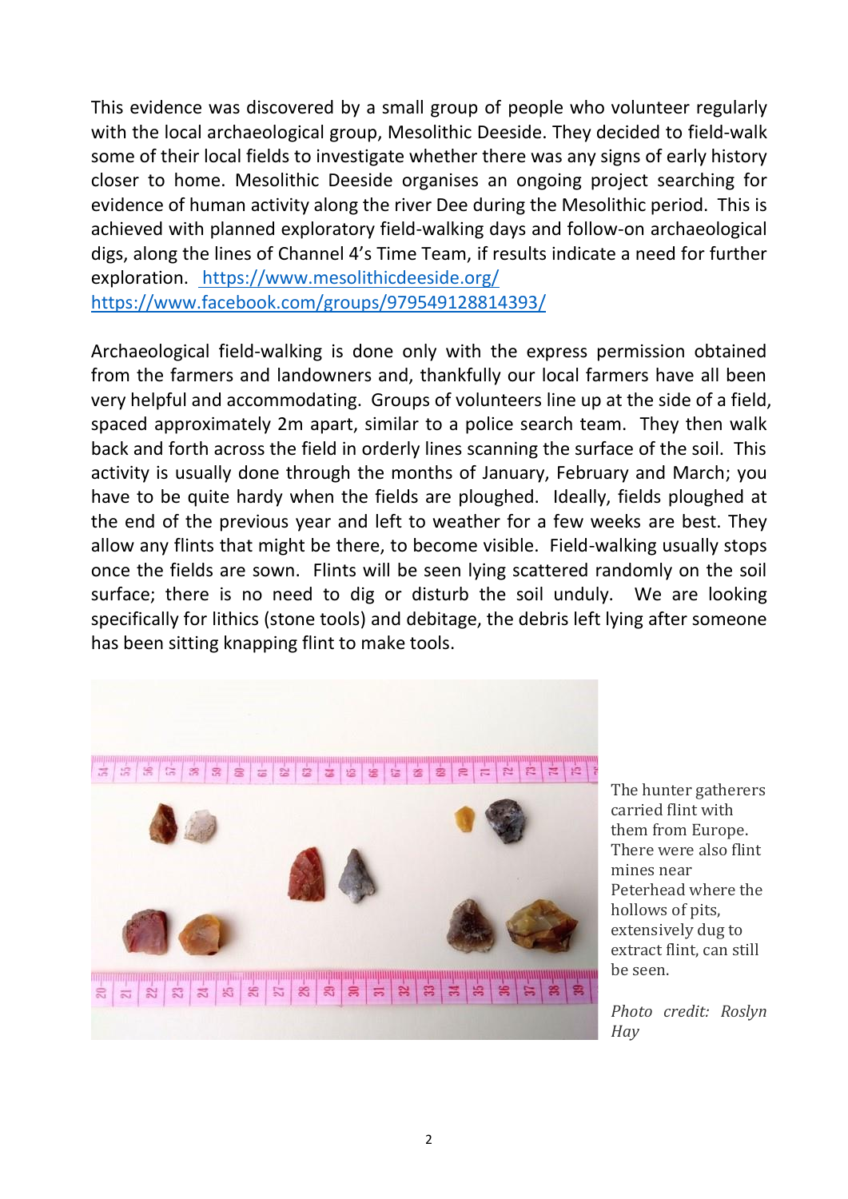This evidence was discovered by a small group of people who volunteer regularly with the local archaeological group, Mesolithic Deeside. They decided to field-walk some of their local fields to investigate whether there was any signs of early history closer to home. Mesolithic Deeside organises an ongoing project searching for evidence of human activity along the river Dee during the Mesolithic period. This is achieved with planned exploratory field-walking days and follow-on archaeological digs, along the lines of Channel 4's Time Team, if results indicate a need for further exploration. https://www.mesolithicdeeside.org/
https://www.facebook.com/groups/979549128814393/

Archaeological field-walking is done only with the express permission obtained from the farmers and landowners and, thankfully our local farmers have all been very helpful and accommodating. Groups of volunteers line up at the side of a field, spaced approximately 2m apart, similar to a police search team. They then walk back and forth across the field in orderly lines scanning the surface of the soil. This activity is usually done through the months of January, February and March; you have to be quite hardy when the fields are ploughed. Ideally, fields ploughed at the end of the previous year and left to weather for a few weeks are best. They allow any flints that might be there, to become visible. Field-walking usually stops once the fields are sown. Flints will be seen lying scattered randomly on the soil surface; there is no need to dig or disturb the soil unduly. We are looking specifically for lithics (stone tools) and debitage, the debris left lying after someone has been sitting knapping flint to make tools.

The hunter gatherers carried flint with them from Europe. There were also flint mines near Peterhead where the hollows of pits, extensively dug to extract flint, can still be seen.

*Photo credit: Roslyn Hay*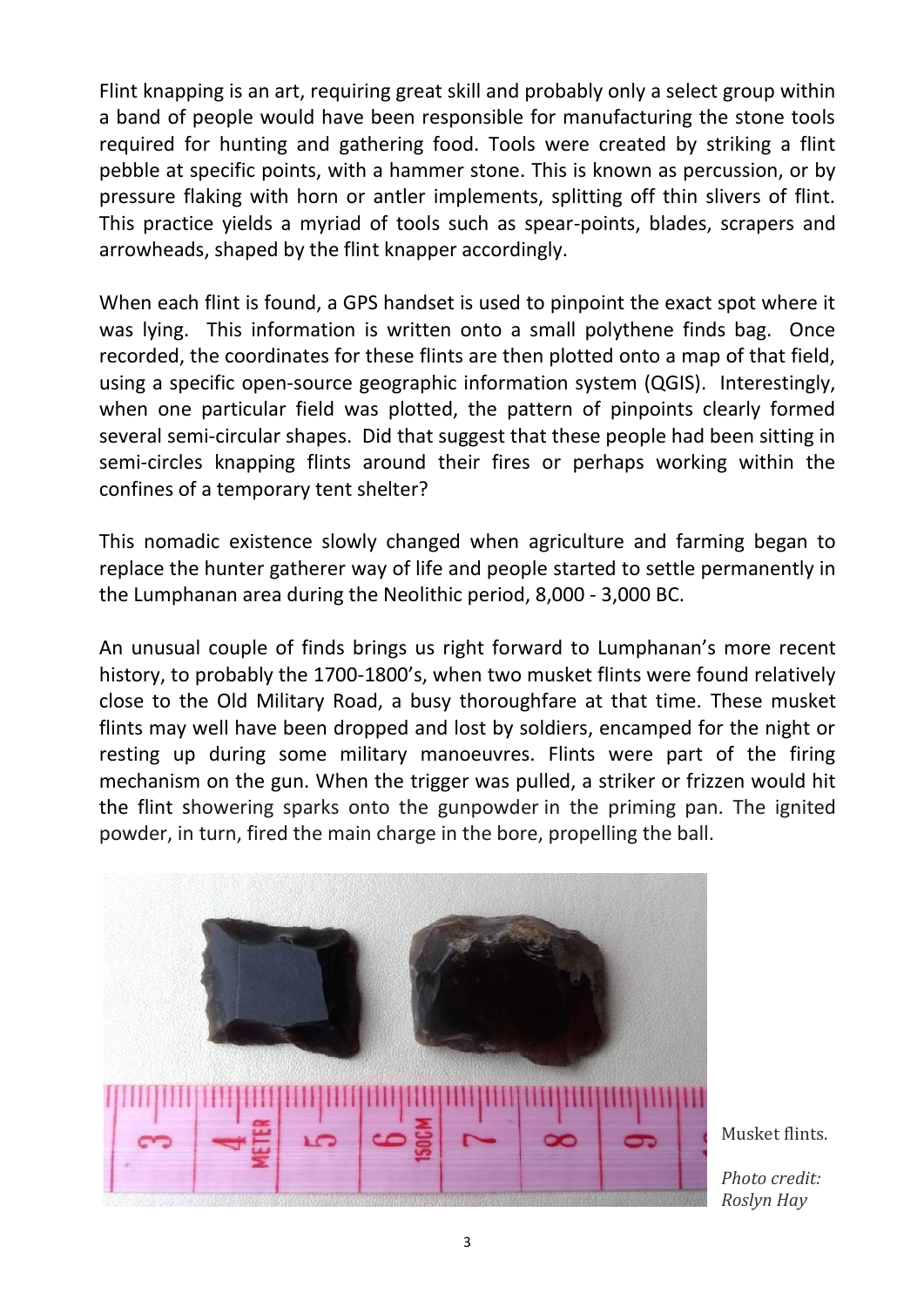Flint knapping is an art, requiring great skill and probably only a select group within a band of people would have been responsible for manufacturing the stone tools required for hunting and gathering food. Tools were created by striking a flint pebble at specific points, with a hammer stone. This is known as percussion, or by pressure flaking with horn or antler implements, splitting off thin slivers of flint. This practice yields a myriad of tools such as spear-points, blades, scrapers and arrowheads, shaped by the flint knapper accordingly.

When each flint is found, a GPS handset is used to pinpoint the exact spot where it was lying. This information is written onto a small polythene finds bag. Once recorded, the coordinates for these flints are then plotted onto a map of that field, using a specific open-source geographic information system (QGIS). Interestingly, when one particular field was plotted, the pattern of pinpoints clearly formed several semi-circular shapes. Did that suggest that these people had been sitting in semi-circles knapping flints around their fires or perhaps working within the confines of a temporary tent shelter?

This nomadic existence slowly changed when agriculture and farming began to replace the hunter gatherer way of life and people started to settle permanently in the Lumphanan area during the Neolithic period, 8,000 - 3,000 BC.

An unusual couple of finds brings us right forward to Lumphanan's more recent history, to probably the 1700-1800's, when two musket flints were found relatively close to the Old Military Road, a busy thoroughfare at that time. These musket flints may well have been dropped and lost by soldiers, encamped for the night or resting up during some military manoeuvres. Flints were part of the firing mechanism on the gun. When the trigger was pulled, a striker or frizzen would hit the flint showering sparks onto the gunpowder in the priming pan. The ignited powder, in turn, fired the main charge in the bore, propelling the ball.

Musket flints.

*Photo credit: Roslyn Hay*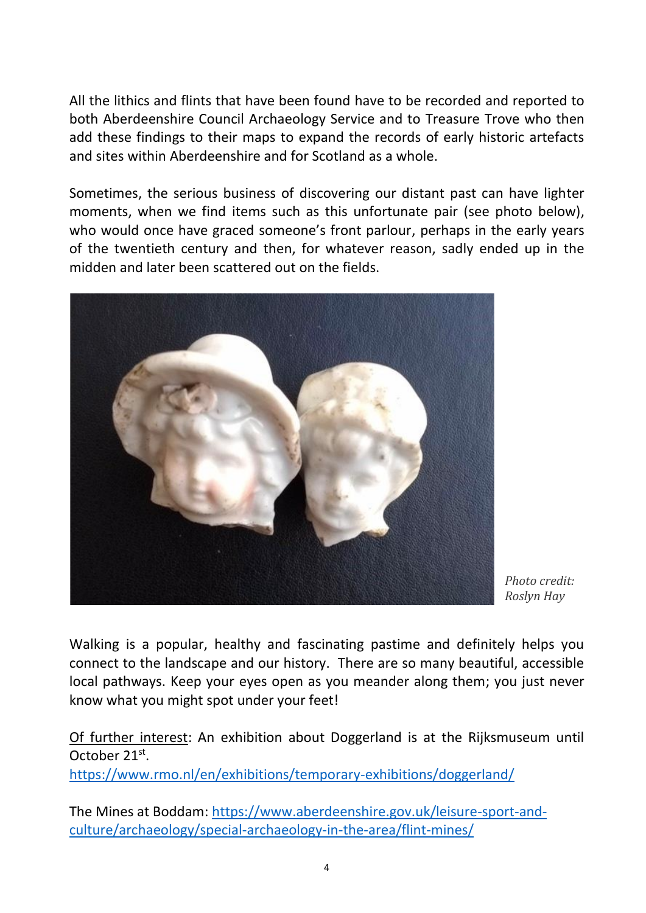All the lithics and flints that have been found have to be recorded and reported to both Aberdeenshire Council Archaeology Service and to Treasure Trove who then add these findings to their maps to expand the records of early historic artefacts and sites within Aberdeenshire and for Scotland as a whole.

Sometimes, the serious business of discovering our distant past can have lighter moments, when we find items such as this unfortunate pair (see photo below), who would once have graced someone's front parlour, perhaps in the early years of the twentieth century and then, for whatever reason, sadly ended up in the midden and later been scattered out on the fields.

*Photo credit: Roslyn Hay*

Walking is a popular, healthy and fascinating pastime and definitely helps you connect to the landscape and our history. There are so many beautiful, accessible local pathways. Keep your eyes open as you meander along them; you just never know what you might spot under your feet!

Of further interest: An exhibition about Doggerland is at the Rijksmuseum until October 21st.
https://www.rmo.nl/en/exhibitions/temporary-exhibitions/doggerland/

The Mines at Boddam: https://www.aberdeenshire.gov.uk/leisure-sport-and-culture/archaeology/special-archaeology-in-the-area/flint-mines/